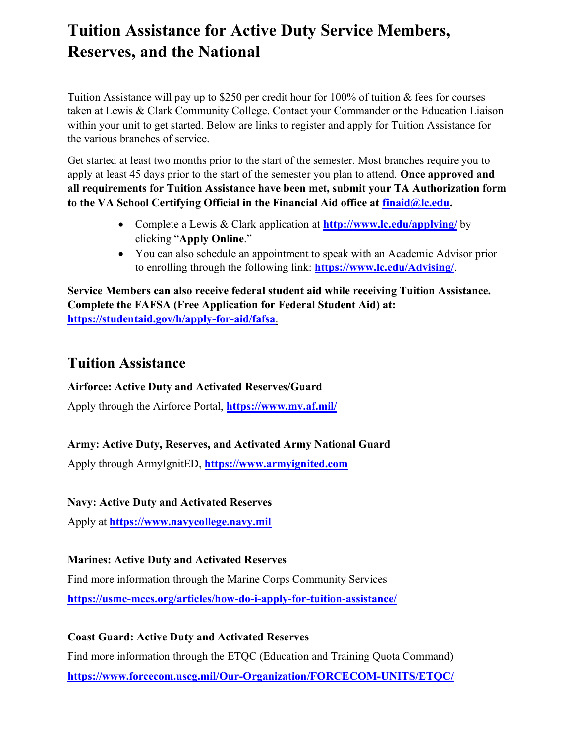# Tuition Assistance for Active Duty Service Members, Reserves, and the National

Tuition Assistance will pay up to $250 per credit hour for 100% of tuition & fees for courses taken at Lewis & Clark Community College. Contact your Commander or the Education Liaison within your unit to get started. Below are links to register and apply for Tuition Assistance for the various branches of service.

Get started at least two months prior to the start of the semester. Most branches require you to apply at least 45 days prior to the start of the semester you plan to attend. **Once approved and all requirements for Tuition Assistance have been met, submit your TA Authorization form to the VA School Certifying Official in the Financial Aid office at [finaid@lc.edu](mailto:finaid@lc.edu).**

- Complete a Lewis & Clark application at **[http://www.lc.edu/applying/](http://www.lc.edu/applying/)** by clicking "**Apply Online**."
- You can also schedule an appointment to speak with an Academic Advisor prior to enrolling through the following link: **[https://www.lc.edu/Advising/](https://www.lc.edu/Advising/)**.

**Service Members can also receive federal student aid while receiving Tuition Assistance. Complete the FAFSA (Free Application for Federal Student Aid) at: [https://studentaid.gov/h/apply-for-aid/fafsa](https://studentaid.gov/h/apply-for-aid/fafsa).**

## Tuition Assistance

**Airforce: Active Duty and Activated Reserves/Guard**

Apply through the Airforce Portal, **[https://www.my.af.mil/](https://www.my.af.mil/)**

**Army: Active Duty, Reserves, and Activated Army National Guard**

Apply through ArmyIgnitED, **[https://www.armyignited.com](https://www.armyignited.com)**

**Navy: Active Duty and Activated Reserves**

Apply at **[https://www.navycollege.navy.mil](https://www.navycollege.navy.mil)**

**Marines: Active Duty and Activated Reserves**

Find more information through the Marine Corps Community Services

**[https://usmc-mccs.org/articles/how-do-i-apply-for-tuition-assistance/](https://usmc-mccs.org/articles/how-do-i-apply-for-tuition-assistance/)**

**Coast Guard: Active Duty and Activated Reserves**

Find more information through the ETQC (Education and Training Quota Command)

**[https://www.forcecom.uscg.mil/Our-Organization/FORCECOM-UNITS/ETQC/](https://www.forcecom.uscg.mil/Our-Organization/FORCECOM-UNITS/ETQC/)**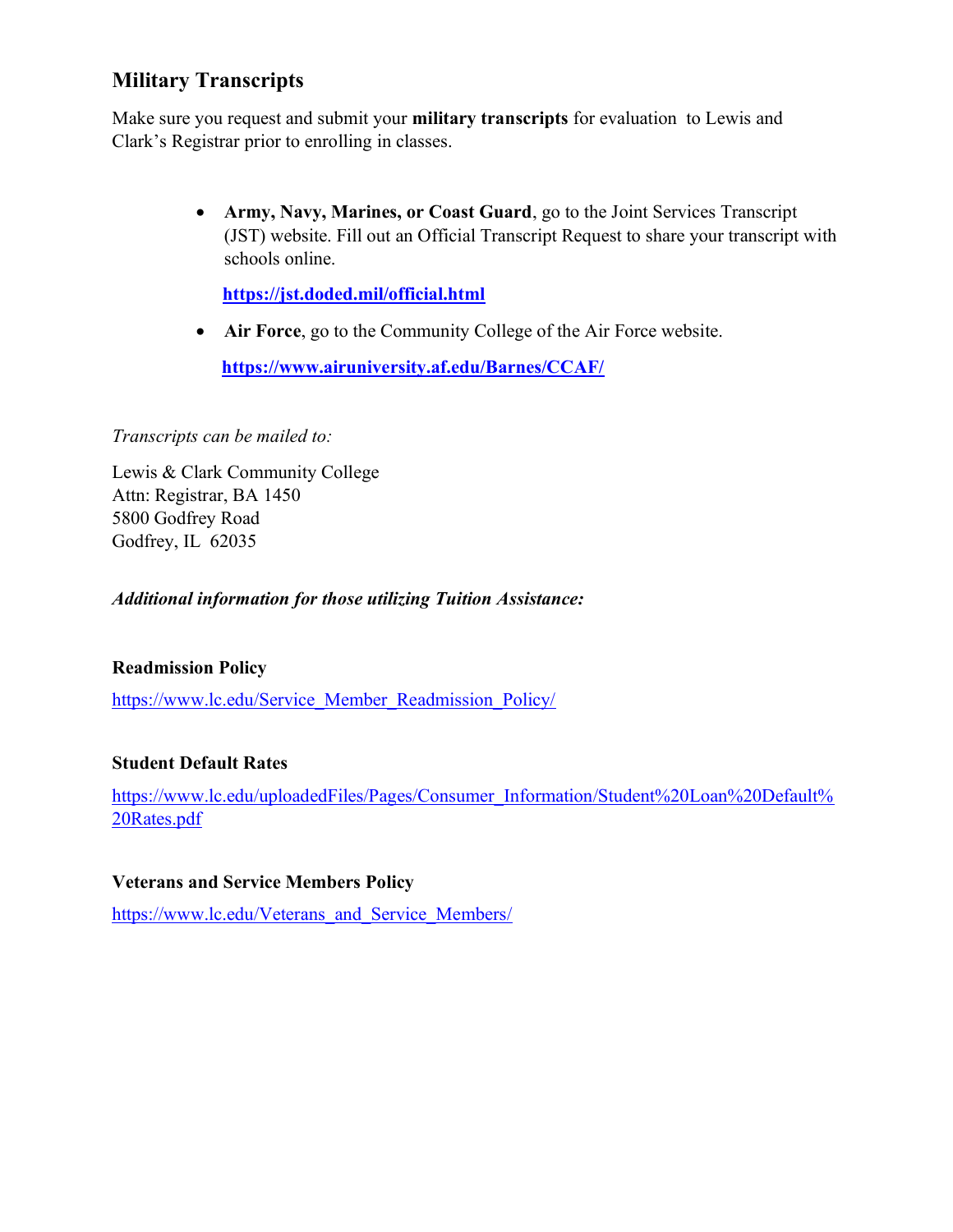## Military Transcripts

Make sure you request and submit your **military transcripts** for evaluation to Lewis and Clark's Registrar prior to enrolling in classes.

- **Army, Navy, Marines, or Coast Guard**, go to the Joint Services Transcript (JST) website. Fill out an Official Transcript Request to share your transcript with schools online.

  **https://jst.doded.mil/official.html**

- **Air Force**, go to the Community College of the Air Force website.

  **https://www.airuniversity.af.edu/Barnes/CCAF/**

*Transcripts can be mailed to:*

Lewis & Clark Community College
Attn: Registrar, BA 1450
5800 Godfrey Road
Godfrey, IL 62035

***Additional information for those utilizing Tuition Assistance:***

**Readmission Policy**

https://www.lc.edu/Service_Member_Readmission_Policy/

**Student Default Rates**

https://www.lc.edu/uploadedFiles/Pages/Consumer_Information/Student%20Loan%20Default%20Rates.pdf

**Veterans and Service Members Policy**

https://www.lc.edu/Veterans_and_Service_Members/